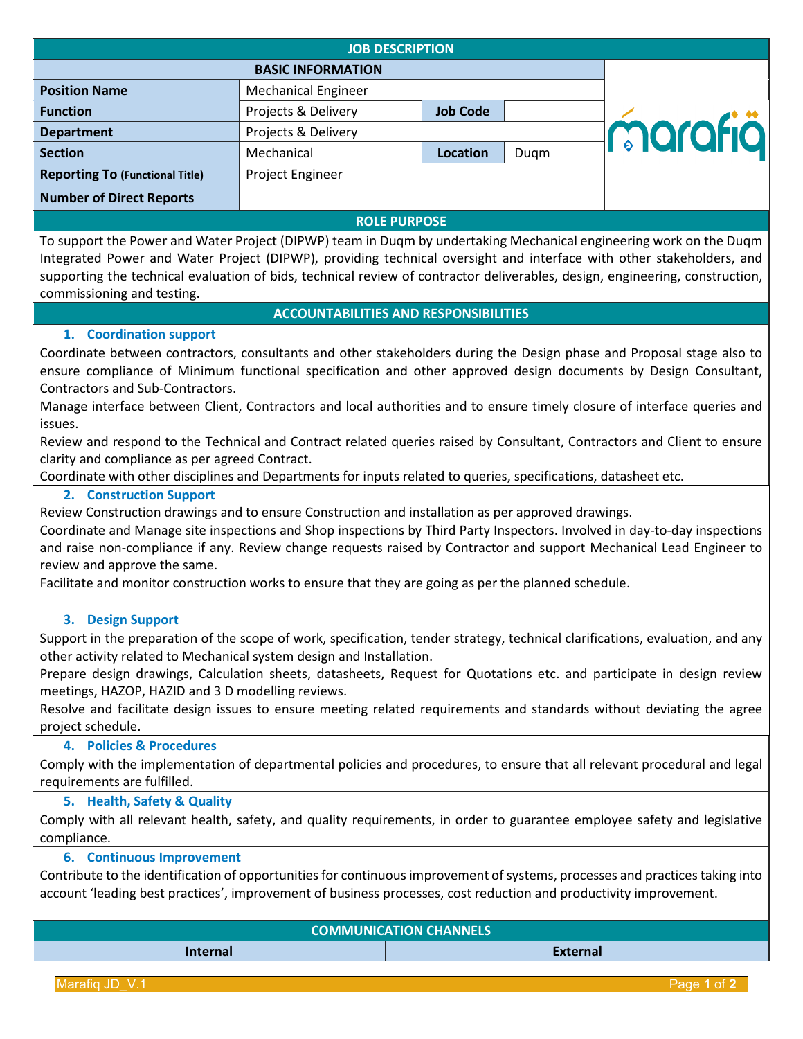# JOB DESCRIPTION

## BASIC INFORMATION

| | | | |
|---|---|---|---|
| **Position Name** | Mechanical Engineer | | |
| **Function** | Projects & Delivery | **Job Code** | |
| **Department** | Projects & Delivery | | |
| **Section** | Mechanical | **Location** | Duqm |
| **Reporting To** (Functional Title) | Project Engineer | | |
| **Number of Direct Reports** | | | |

## ROLE PURPOSE

To support the Power and Water Project (DIPWP) team in Duqm by undertaking Mechanical engineering work on the Duqm Integrated Power and Water Project (DIPWP), providing technical oversight and interface with other stakeholders, and supporting the technical evaluation of bids, technical review of contractor deliverables, design, engineering, construction, commissioning and testing.

## ACCOUNTABILITIES AND RESPONSIBILITIES

### 1. Coordination support

Coordinate between contractors, consultants and other stakeholders during the Design phase and Proposal stage also to ensure compliance of Minimum functional specification and other approved design documents by Design Consultant, Contractors and Sub-Contractors.

Manage interface between Client, Contractors and local authorities and to ensure timely closure of interface queries and issues.

Review and respond to the Technical and Contract related queries raised by Consultant, Contractors and Client to ensure clarity and compliance as per agreed Contract.

Coordinate with other disciplines and Departments for inputs related to queries, specifications, datasheet etc.

### 2. Construction Support

Review Construction drawings and to ensure Construction and installation as per approved drawings.

Coordinate and Manage site inspections and Shop inspections by Third Party Inspectors. Involved in day-to-day inspections and raise non-compliance if any. Review change requests raised by Contractor and support Mechanical Lead Engineer to review and approve the same.

Facilitate and monitor construction works to ensure that they are going as per the planned schedule.

### 3. Design Support

Support in the preparation of the scope of work, specification, tender strategy, technical clarifications, evaluation, and any other activity related to Mechanical system design and Installation.

Prepare design drawings, Calculation sheets, datasheets, Request for Quotations etc. and participate in design review meetings, HAZOP, HAZID and 3 D modelling reviews.

Resolve and facilitate design issues to ensure meeting related requirements and standards without deviating the agree project schedule.

### 4. Policies & Procedures

Comply with the implementation of departmental policies and procedures, to ensure that all relevant procedural and legal requirements are fulfilled.

### 5. Health, Safety & Quality

Comply with all relevant health, safety, and quality requirements, in order to guarantee employee safety and legislative compliance.

### 6. Continuous Improvement

Contribute to the identification of opportunities for continuous improvement of systems, processes and practices taking into account 'leading best practices', improvement of business processes, cost reduction and productivity improvement.

## COMMUNICATION CHANNELS

| Internal | External |
|---|---|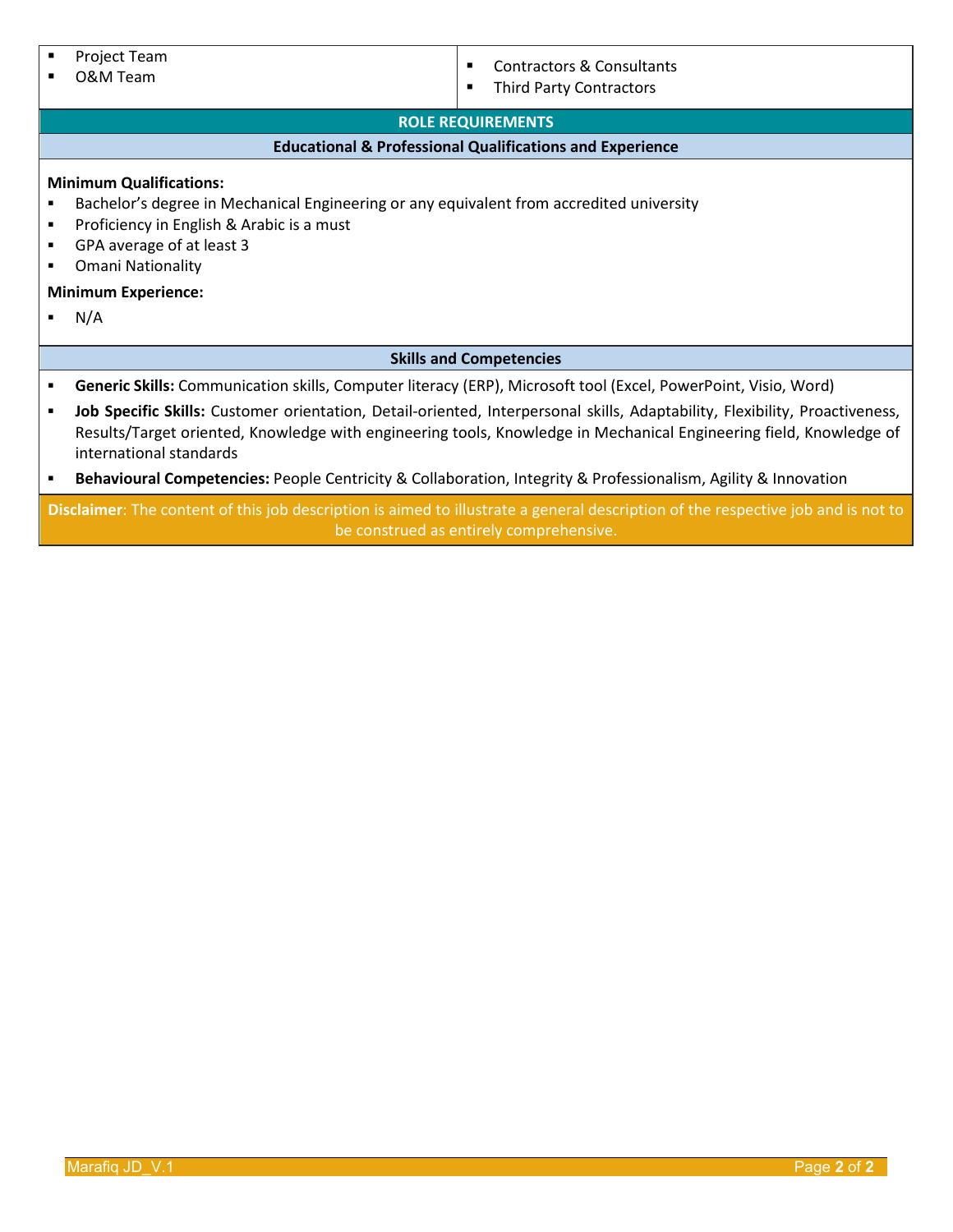| | |
|---|---|
| ▪ Project Team<br>▪ O&M Team | ▪ Contractors & Consultants<br>▪ Third Party Contractors |

## ROLE REQUIREMENTS

### Educational & Professional Qualifications and Experience

**Minimum Qualifications:**

- Bachelor's degree in Mechanical Engineering or any equivalent from accredited university
- Proficiency in English & Arabic is a must
- GPA average of at least 3
- Omani Nationality

**Minimum Experience:**

- N/A

### Skills and Competencies

- **Generic Skills:** Communication skills, Computer literacy (ERP), Microsoft tool (Excel, PowerPoint, Visio, Word)
- **Job Specific Skills:** Customer orientation, Detail-oriented, Interpersonal skills, Adaptability, Flexibility, Proactiveness, Results/Target oriented, Knowledge with engineering tools, Knowledge in Mechanical Engineering field, Knowledge of international standards
- **Behavioural Competencies:** People Centricity & Collaboration, Integrity & Professionalism, Agility & Innovation

**Disclaimer**: The content of this job description is aimed to illustrate a general description of the respective job and is not to be construed as entirely comprehensive.